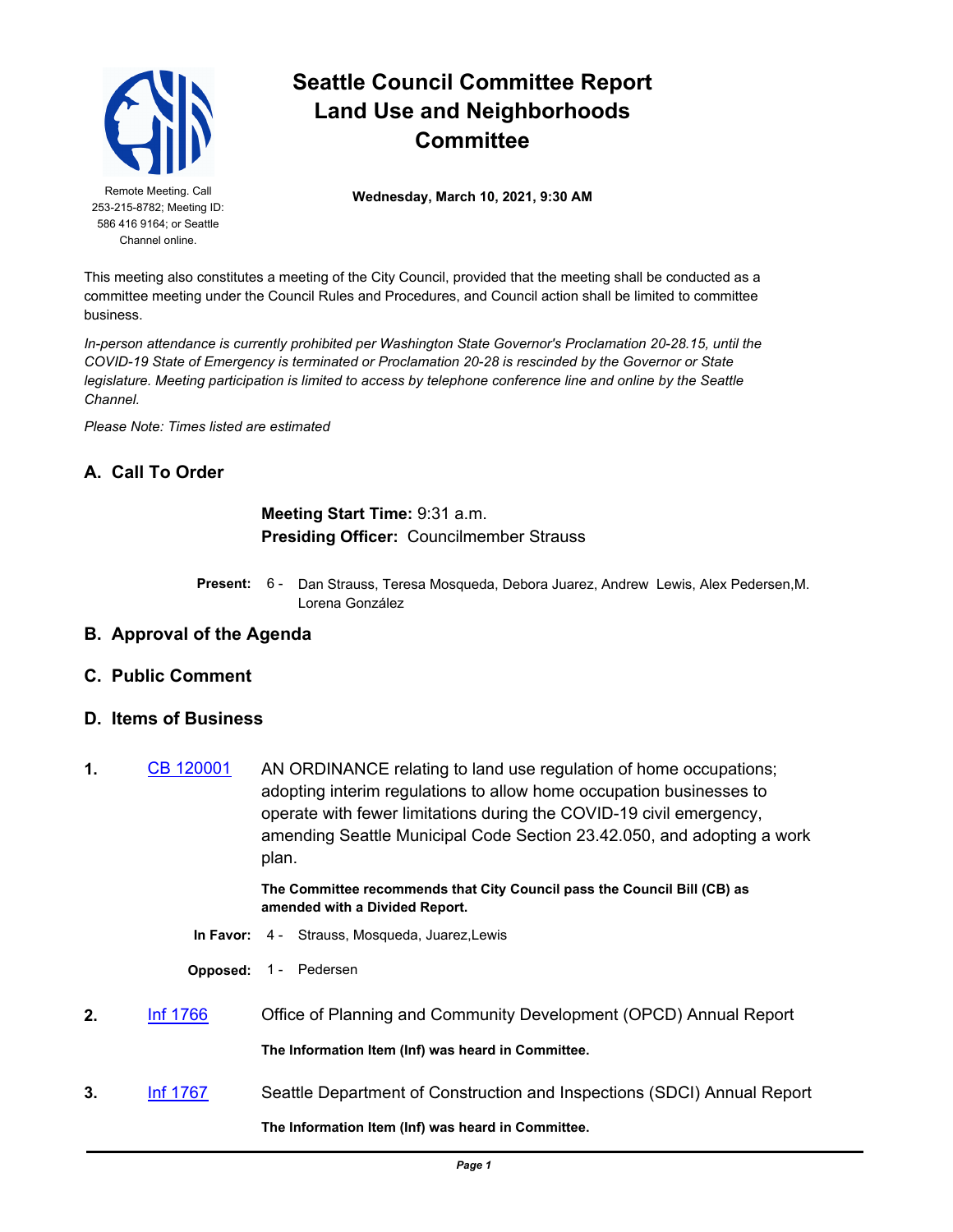# Seattle Council Committee Report
## Land Use and Neighborhoods Committee

Remote Meeting. Call 253-215-8782; Meeting ID: 586 416 9164; or Seattle Channel online.

**Wednesday, March 10, 2021, 9:30 AM**

This meeting also constitutes a meeting of the City Council, provided that the meeting shall be conducted as a committee meeting under the Council Rules and Procedures, and Council action shall be limited to committee business.

*In-person attendance is currently prohibited per Washington State Governor's Proclamation 20-28.15, until the COVID-19 State of Emergency is terminated or Proclamation 20-28 is rescinded by the Governor or State legislature. Meeting participation is limited to access by telephone conference line and online by the Seattle Channel.*

*Please Note: Times listed are estimated*

## A. Call To Order

**Meeting Start Time:** 9:31 a.m.
**Presiding Officer:** Councilmember Strauss

**Present:** 6 - Dan Strauss, Teresa Mosqueda, Debora Juarez, Andrew Lewis, Alex Pedersen, M. Lorena González

## B. Approval of the Agenda

## C. Public Comment

## D. Items of Business

**1.** CB 120001 AN ORDINANCE relating to land use regulation of home occupations; adopting interim regulations to allow home occupation businesses to operate with fewer limitations during the COVID-19 civil emergency, amending Seattle Municipal Code Section 23.42.050, and adopting a work plan.

**The Committee recommends that City Council pass the Council Bill (CB) as amended with a Divided Report.**

**In Favor:** 4 - Strauss, Mosqueda, Juarez, Lewis

**Opposed:** 1 - Pedersen

**2.** Inf 1766 Office of Planning and Community Development (OPCD) Annual Report

**The Information Item (Inf) was heard in Committee.**

**3.** Inf 1767 Seattle Department of Construction and Inspections (SDCI) Annual Report

**The Information Item (Inf) was heard in Committee.**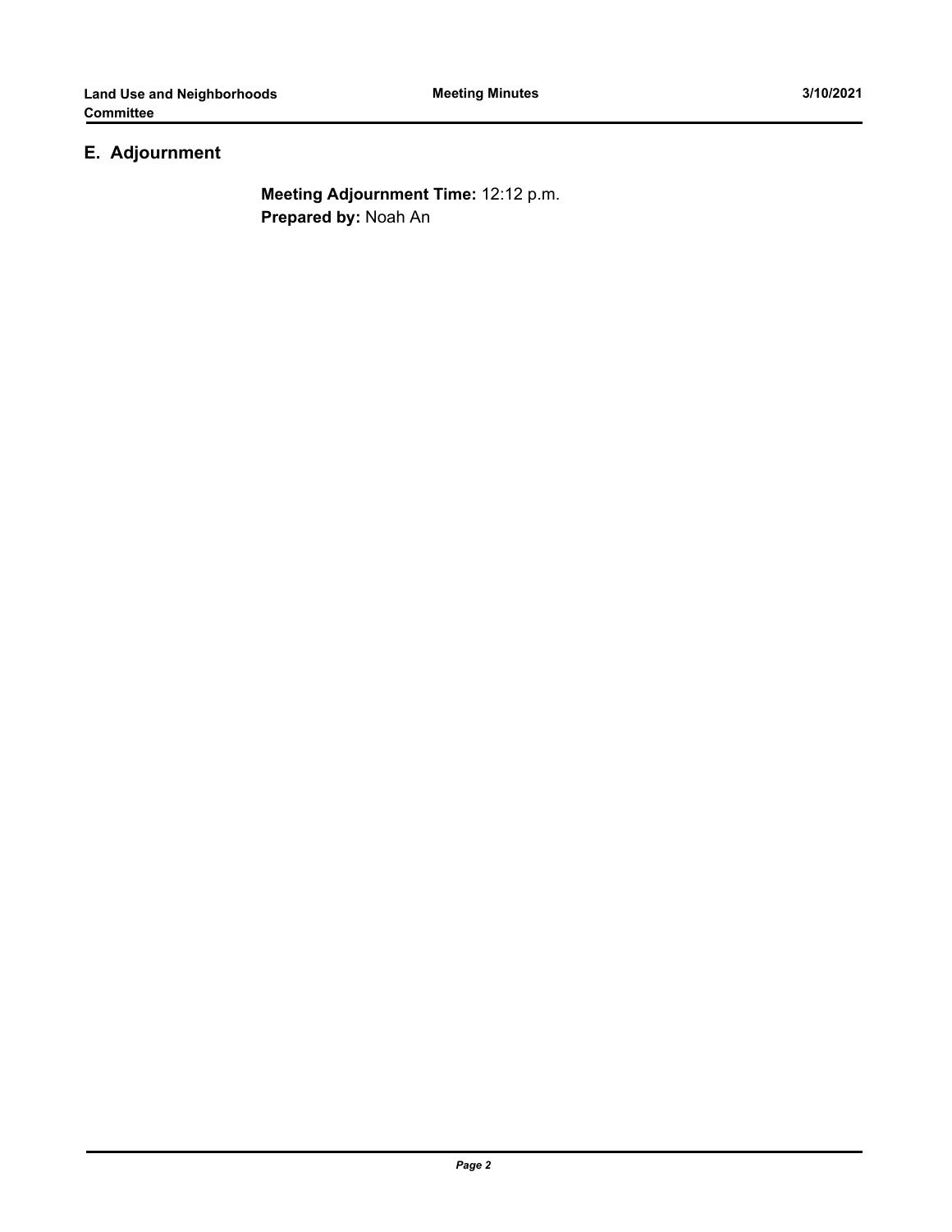## E. Adjournment

**Meeting Adjournment Time:** 12:12 p.m.
**Prepared by:** Noah An